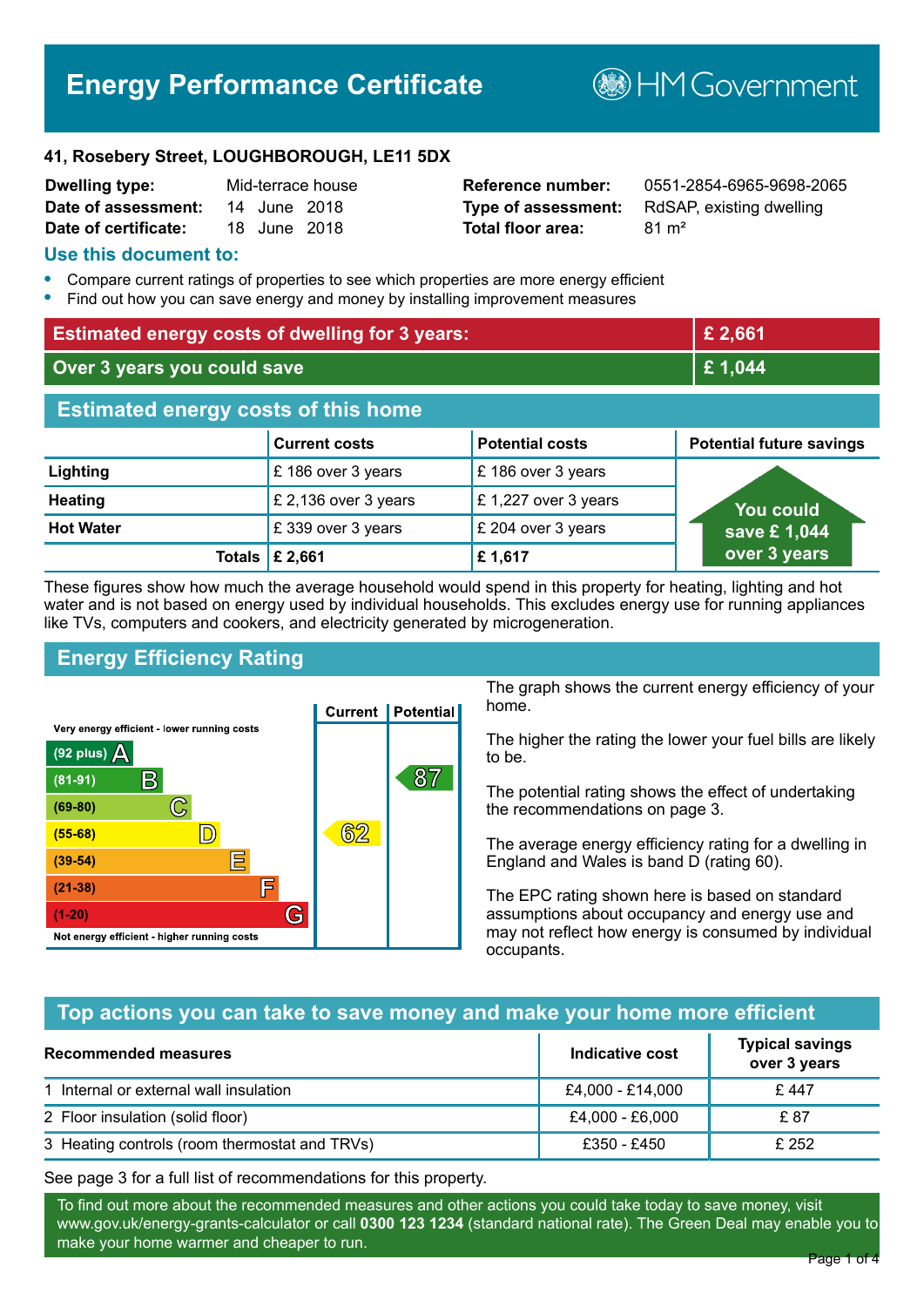# Energy Performance Certificate

HM Government

**41, Rosebery Street, LOUGHBOROUGH, LE11 5DX**

| | | | |
|---|---|---|---|
| **Dwelling type:** | Mid-terrace house | **Reference number:** | 0551-2854-6965-9698-2065 |
| **Date of assessment:** | 14 June 2018 | **Type of assessment:** | RdSAP, existing dwelling |
| **Date of certificate:** | 18 June 2018 | **Total floor area:** | 81 m² |

## Use this document to:

- Compare current ratings of properties to see which properties are more energy efficient
- Find out how you can save energy and money by installing improvement measures

| | |
|---|---|
| **Estimated energy costs of dwelling for 3 years:** | **£ 2,661** |
| **Over 3 years you could save** | **£ 1,044** |

## Estimated energy costs of this home

| | Current costs | Potential costs | Potential future savings |
|---|---|---|---|
| **Lighting** | £ 186 over 3 years | £ 186 over 3 years | You could save £ 1,044 over 3 years |
| **Heating** | £ 2,136 over 3 years | £ 1,227 over 3 years | |
| **Hot Water** | £ 339 over 3 years | £ 204 over 3 years | |
| **Totals** | **£ 2,661** | **£ 1,617** | |

These figures show how much the average household would spend in this property for heating, lighting and hot water and is not based on energy used by individual households. This excludes energy use for running appliances like TVs, computers and cookers, and electricity generated by microgeneration.

## Energy Efficiency Rating

| Rating band | Current | Potential |
|---|---|---|
| Very energy efficient - lower running costs | | |
| (92 plus) A | | |
| (81-91) B | | 87 |
| (69-80) C | | |
| (55-68) D | 62 | |
| (39-54) E | | |
| (21-38) F | | |
| (1-20) G | | |
| Not energy efficient - higher running costs | | |

The graph shows the current energy efficiency of your home.

The higher the rating the lower your fuel bills are likely to be.

The potential rating shows the effect of undertaking the recommendations on page 3.

The average energy efficiency rating for a dwelling in England and Wales is band D (rating 60).

The EPC rating shown here is based on standard assumptions about occupancy and energy use and may not reflect how energy is consumed by individual occupants.

## Top actions you can take to save money and make your home more efficient

| Recommended measures | Indicative cost | Typical savings over 3 years |
|---|---|---|
| 1 Internal or external wall insulation | £4,000 - £14,000 | £ 447 |
| 2 Floor insulation (solid floor) | £4,000 - £6,000 | £ 87 |
| 3 Heating controls (room thermostat and TRVs) | £350 - £450 | £ 252 |

See page 3 for a full list of recommendations for this property.

To find out more about the recommended measures and other actions you could take today to save money, visit www.gov.uk/energy-grants-calculator or call **0300 123 1234** (standard national rate). The Green Deal may enable you to make your home warmer and cheaper to run.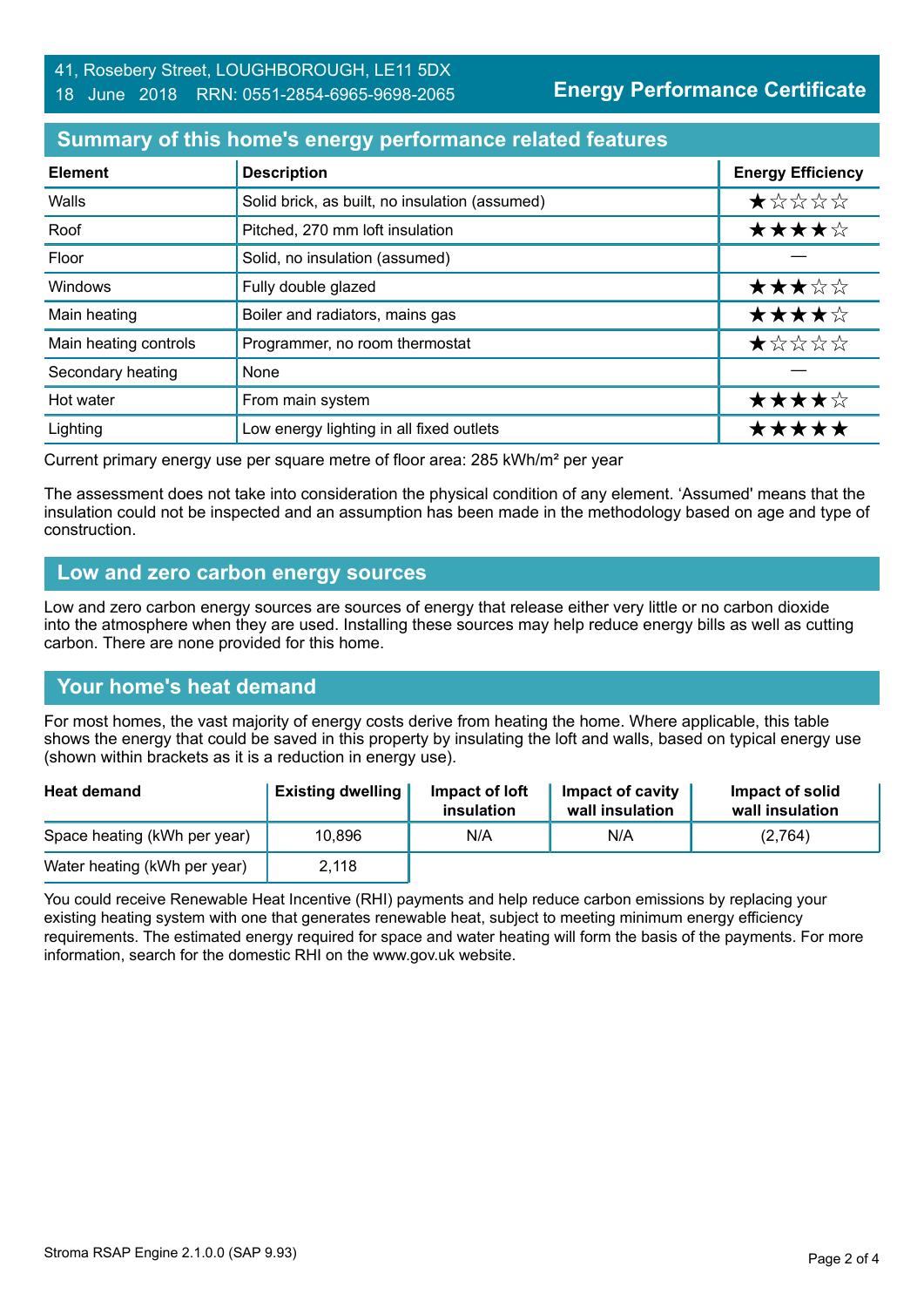41, Rosebery Street, LOUGHBOROUGH, LE11 5DX
18 June 2018 RRN: 0551-2854-6965-9698-2065

**Energy Performance Certificate**

## Summary of this home's energy performance related features

| Element | Description | Energy Efficiency |
|---|---|---|
| Walls | Solid brick, as built, no insulation (assumed) | ★☆☆☆☆ |
| Roof | Pitched, 270 mm loft insulation | ★★★★☆ |
| Floor | Solid, no insulation (assumed) | — |
| Windows | Fully double glazed | ★★★☆☆ |
| Main heating | Boiler and radiators, mains gas | ★★★★☆ |
| Main heating controls | Programmer, no room thermostat | ★☆☆☆☆ |
| Secondary heating | None | — |
| Hot water | From main system | ★★★★☆ |
| Lighting | Low energy lighting in all fixed outlets | ★★★★★ |

Current primary energy use per square metre of floor area: 285 kWh/m² per year

The assessment does not take into consideration the physical condition of any element. 'Assumed' means that the insulation could not be inspected and an assumption has been made in the methodology based on age and type of construction.

## Low and zero carbon energy sources

Low and zero carbon energy sources are sources of energy that release either very little or no carbon dioxide into the atmosphere when they are used. Installing these sources may help reduce energy bills as well as cutting carbon. There are none provided for this home.

## Your home's heat demand

For most homes, the vast majority of energy costs derive from heating the home. Where applicable, this table shows the energy that could be saved in this property by insulating the loft and walls, based on typical energy use (shown within brackets as it is a reduction in energy use).

| Heat demand | Existing dwelling | Impact of loft insulation | Impact of cavity wall insulation | Impact of solid wall insulation |
|---|---|---|---|---|
| Space heating (kWh per year) | 10,896 | N/A | N/A | (2,764) |
| Water heating (kWh per year) | 2,118 | | | |

You could receive Renewable Heat Incentive (RHI) payments and help reduce carbon emissions by replacing your existing heating system with one that generates renewable heat, subject to meeting minimum energy efficiency requirements. The estimated energy required for space and water heating will form the basis of the payments. For more information, search for the domestic RHI on the www.gov.uk website.

Stroma RSAP Engine 2.1.0.0 (SAP 9.93)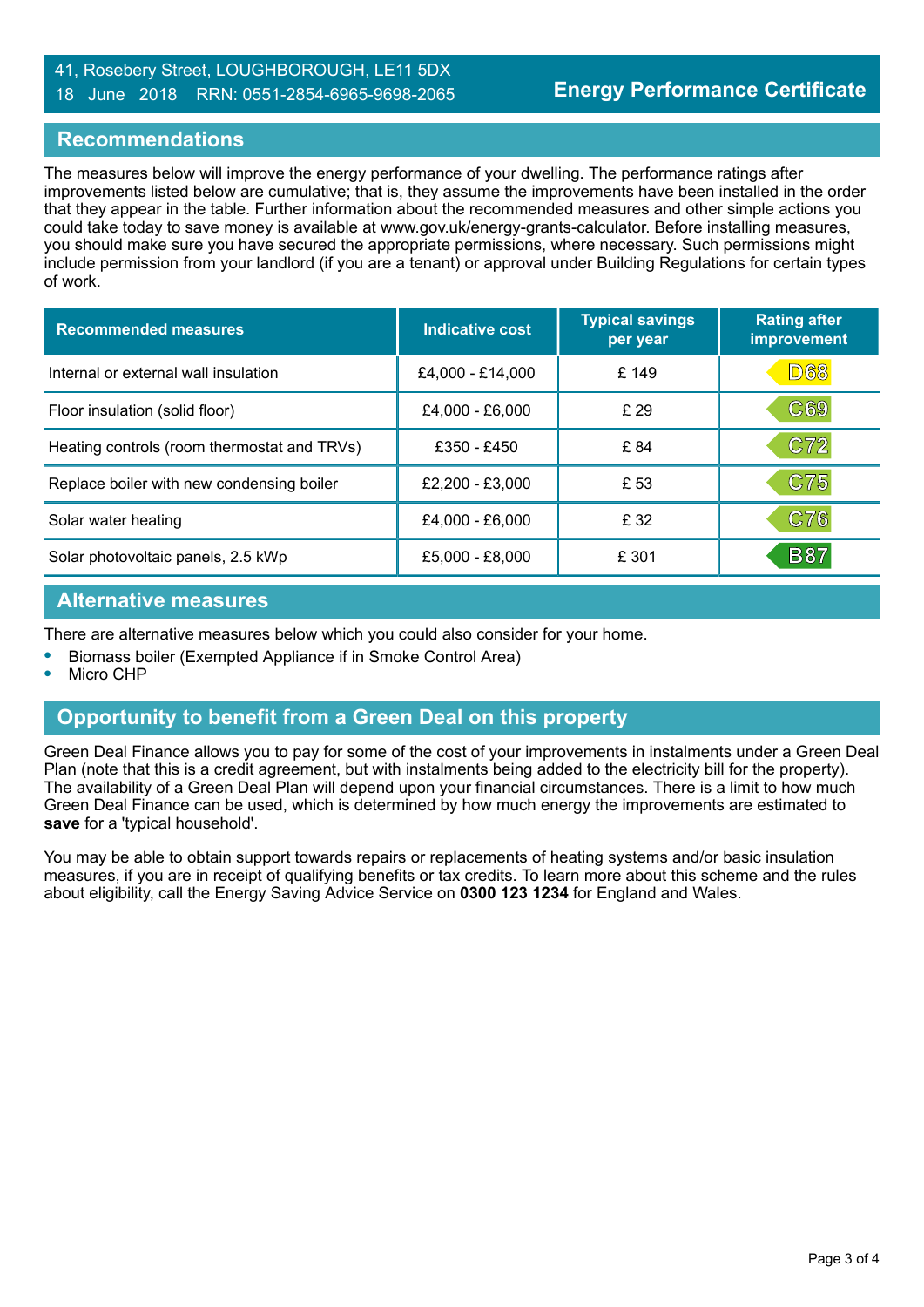41, Rosebery Street, LOUGHBOROUGH, LE11 5DX
18 June 2018 RRN: 0551-2854-6965-9698-2065

# Energy Performance Certificate

## Recommendations

The measures below will improve the energy performance of your dwelling. The performance ratings after improvements listed below are cumulative; that is, they assume the improvements have been installed in the order that they appear in the table. Further information about the recommended measures and other simple actions you could take today to save money is available at www.gov.uk/energy-grants-calculator. Before installing measures, you should make sure you have secured the appropriate permissions, where necessary. Such permissions might include permission from your landlord (if you are a tenant) or approval under Building Regulations for certain types of work.

| Recommended measures | Indicative cost | Typical savings per year | Rating after improvement |
|---|---|---|---|
| Internal or external wall insulation | £4,000 - £14,000 | £ 149 | D68 |
| Floor insulation (solid floor) | £4,000 - £6,000 | £ 29 | C69 |
| Heating controls (room thermostat and TRVs) | £350 - £450 | £ 84 | C72 |
| Replace boiler with new condensing boiler | £2,200 - £3,000 | £ 53 | C75 |
| Solar water heating | £4,000 - £6,000 | £ 32 | C76 |
| Solar photovoltaic panels, 2.5 kWp | £5,000 - £8,000 | £ 301 | B87 |

## Alternative measures

There are alternative measures below which you could also consider for your home.

- Biomass boiler (Exempted Appliance if in Smoke Control Area)
- Micro CHP

## Opportunity to benefit from a Green Deal on this property

Green Deal Finance allows you to pay for some of the cost of your improvements in instalments under a Green Deal Plan (note that this is a credit agreement, but with instalments being added to the electricity bill for the property). The availability of a Green Deal Plan will depend upon your financial circumstances. There is a limit to how much Green Deal Finance can be used, which is determined by how much energy the improvements are estimated to **save** for a 'typical household'.

You may be able to obtain support towards repairs or replacements of heating systems and/or basic insulation measures, if you are in receipt of qualifying benefits or tax credits. To learn more about this scheme and the rules about eligibility, call the Energy Saving Advice Service on **0300 123 1234** for England and Wales.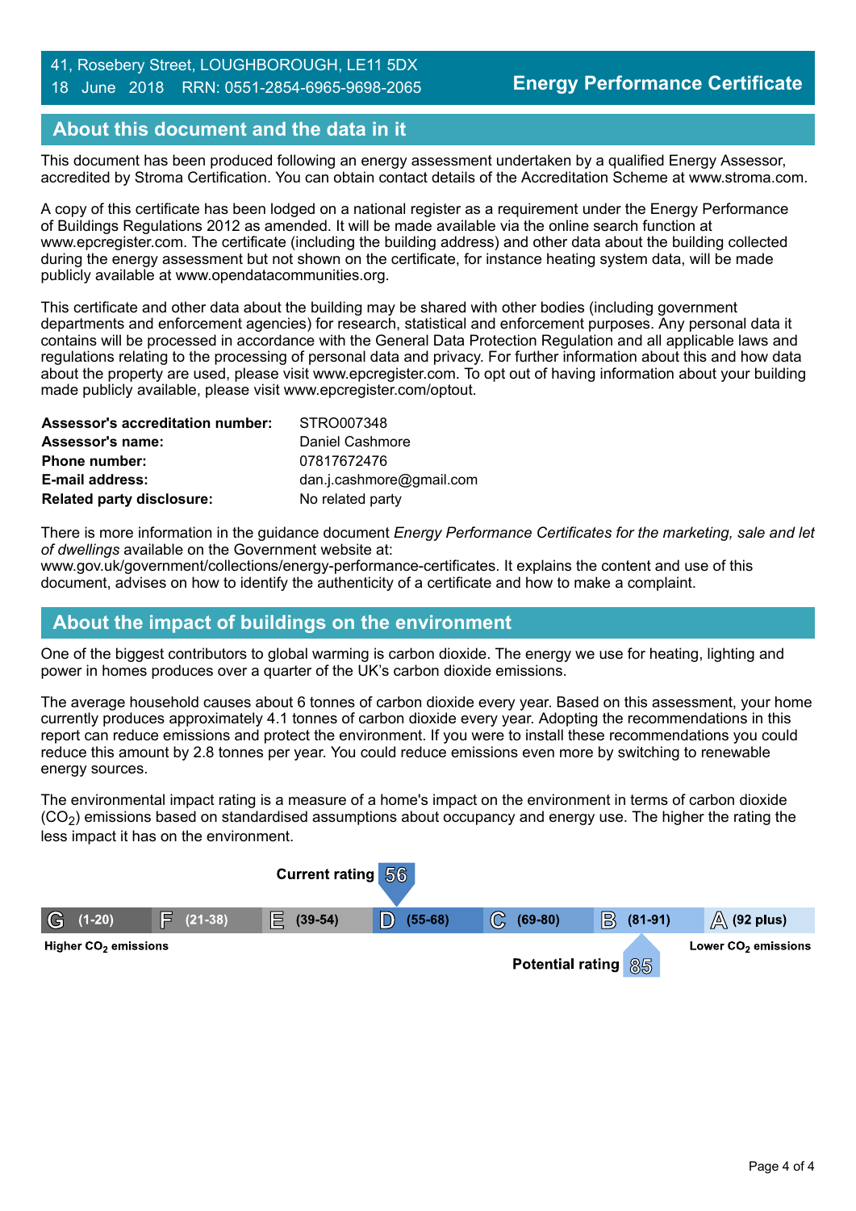41, Rosebery Street, LOUGHBOROUGH, LE11 5DX
18 June 2018 RRN: 0551-2854-6965-9698-2065

**Energy Performance Certificate**

## About this document and the data in it

This document has been produced following an energy assessment undertaken by a qualified Energy Assessor, accredited by Stroma Certification. You can obtain contact details of the Accreditation Scheme at www.stroma.com.

A copy of this certificate has been lodged on a national register as a requirement under the Energy Performance of Buildings Regulations 2012 as amended. It will be made available via the online search function at www.epcregister.com. The certificate (including the building address) and other data about the building collected during the energy assessment but not shown on the certificate, for instance heating system data, will be made publicly available at www.opendatacommunities.org.

This certificate and other data about the building may be shared with other bodies (including government departments and enforcement agencies) for research, statistical and enforcement purposes. Any personal data it contains will be processed in accordance with the General Data Protection Regulation and all applicable laws and regulations relating to the processing of personal data and privacy. For further information about this and how data about the property are used, please visit www.epcregister.com. To opt out of having information about your building made publicly available, please visit www.epcregister.com/optout.

| | |
|---|---|
| **Assessor's accreditation number:** | STRO007348 |
| **Assessor's name:** | Daniel Cashmore |
| **Phone number:** | 07817672476 |
| **E-mail address:** | dan.j.cashmore@gmail.com |
| **Related party disclosure:** | No related party |

There is more information in the guidance document *Energy Performance Certificates for the marketing, sale and let of dwellings* available on the Government website at: www.gov.uk/government/collections/energy-performance-certificates. It explains the content and use of this document, advises on how to identify the authenticity of a certificate and how to make a complaint.

## About the impact of buildings on the environment

One of the biggest contributors to global warming is carbon dioxide. The energy we use for heating, lighting and power in homes produces over a quarter of the UK's carbon dioxide emissions.

The average household causes about 6 tonnes of carbon dioxide every year. Based on this assessment, your home currently produces approximately 4.1 tonnes of carbon dioxide every year. Adopting the recommendations in this report can reduce emissions and protect the environment. If you were to install these recommendations you could reduce this amount by 2.8 tonnes per year. You could reduce emissions even more by switching to renewable energy sources.

The environmental impact rating is a measure of a home's impact on the environment in terms of carbon dioxide ($CO_2$) emissions based on standardised assumptions about occupancy and energy use. The higher the rating the less impact it has on the environment.

Current rating 56

G (1-20)
F (21-38)
E (39-54)
D (55-68)
C (69-80)
B (81-91)
A (92 plus)

Higher $CO_2$ emissions
Lower $CO_2$ emissions

Potential rating 85